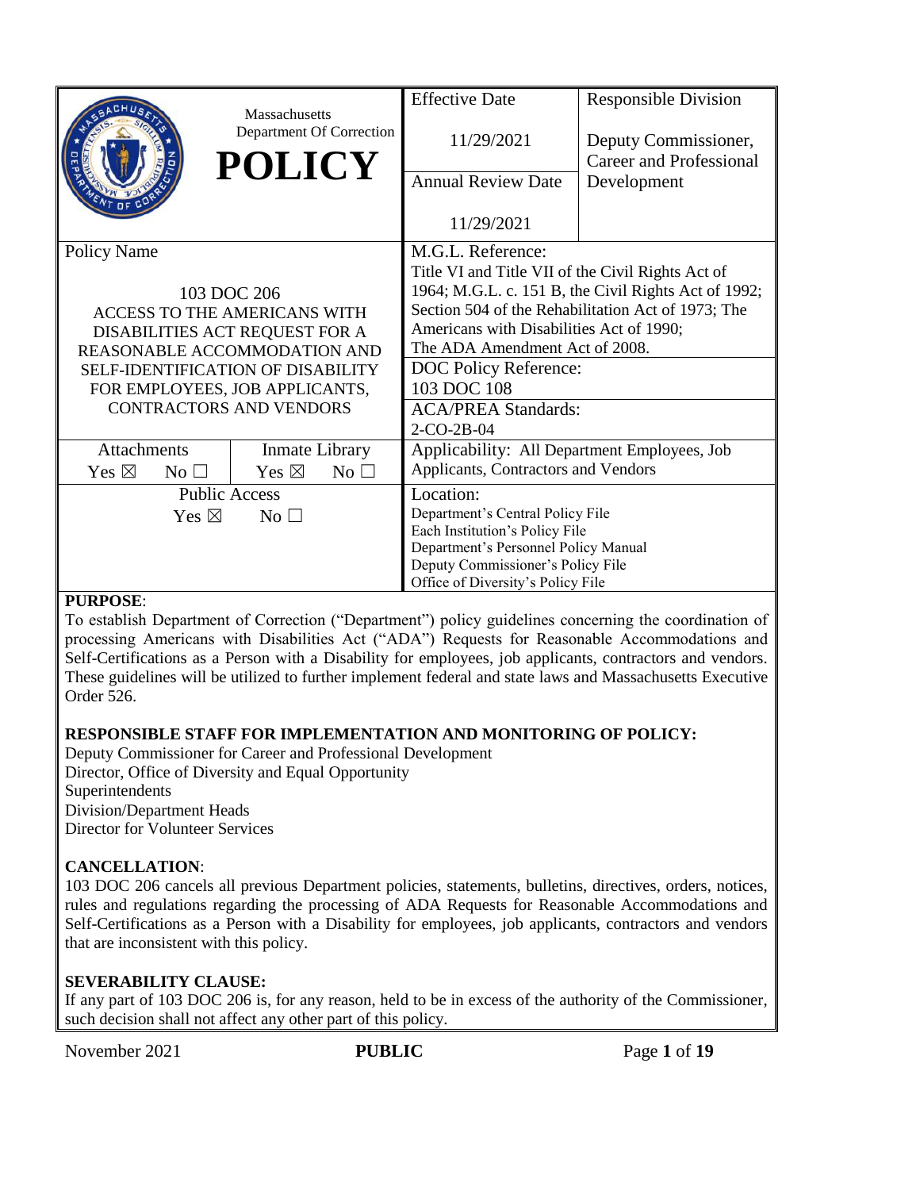| Massachusetts Department Of Correction **POLICY** | | Effective Date<br><br>11/29/2021 | Responsible Division<br><br>Deputy Commissioner, Career and Professional Development |
|---|---|---|---|
| | | Annual Review Date<br><br>11/29/2021 | |
| Policy Name<br><br>103 DOC 206<br>ACCESS TO THE AMERICANS WITH DISABILITIES ACT REQUEST FOR A REASONABLE ACCOMMODATION AND SELF-IDENTIFICATION OF DISABILITY FOR EMPLOYEES, JOB APPLICANTS, CONTRACTORS AND VENDORS | | M.G.L. Reference:<br>Title VI and Title VII of the Civil Rights Act of 1964; M.G.L. c. 151 B, the Civil Rights Act of 1992; Section 504 of the Rehabilitation Act of 1973; The Americans with Disabilities Act of 1990; The ADA Amendment Act of 2008. | |
| | | DOC Policy Reference:<br>103 DOC 108 | |
| | | ACA/PREA Standards:<br>2-CO-2B-04 | |
| Attachments<br>Yes ☒ No ☐ | Inmate Library<br>Yes ☒ No ☐ | Applicability: All Department Employees, Job Applicants, Contractors and Vendors | |
| Public Access<br>Yes ☒ No ☐ | | Location:<br>Department's Central Policy File<br>Each Institution's Policy File<br>Department's Personnel Policy Manual<br>Deputy Commissioner's Policy File<br>Office of Diversity's Policy File | |

**PURPOSE**:

To establish Department of Correction ("Department") policy guidelines concerning the coordination of processing Americans with Disabilities Act ("ADA") Requests for Reasonable Accommodations and Self-Certifications as a Person with a Disability for employees, job applicants, contractors and vendors. These guidelines will be utilized to further implement federal and state laws and Massachusetts Executive Order 526.

**RESPONSIBLE STAFF FOR IMPLEMENTATION AND MONITORING OF POLICY:**

Deputy Commissioner for Career and Professional Development
Director, Office of Diversity and Equal Opportunity
Superintendents
Division/Department Heads
Director for Volunteer Services

**CANCELLATION**:

103 DOC 206 cancels all previous Department policies, statements, bulletins, directives, orders, notices, rules and regulations regarding the processing of ADA Requests for Reasonable Accommodations and Self-Certifications as a Person with a Disability for employees, job applicants, contractors and vendors that are inconsistent with this policy.

**SEVERABILITY CLAUSE:**

If any part of 103 DOC 206 is, for any reason, held to be in excess of the authority of the Commissioner, such decision shall not affect any other part of this policy.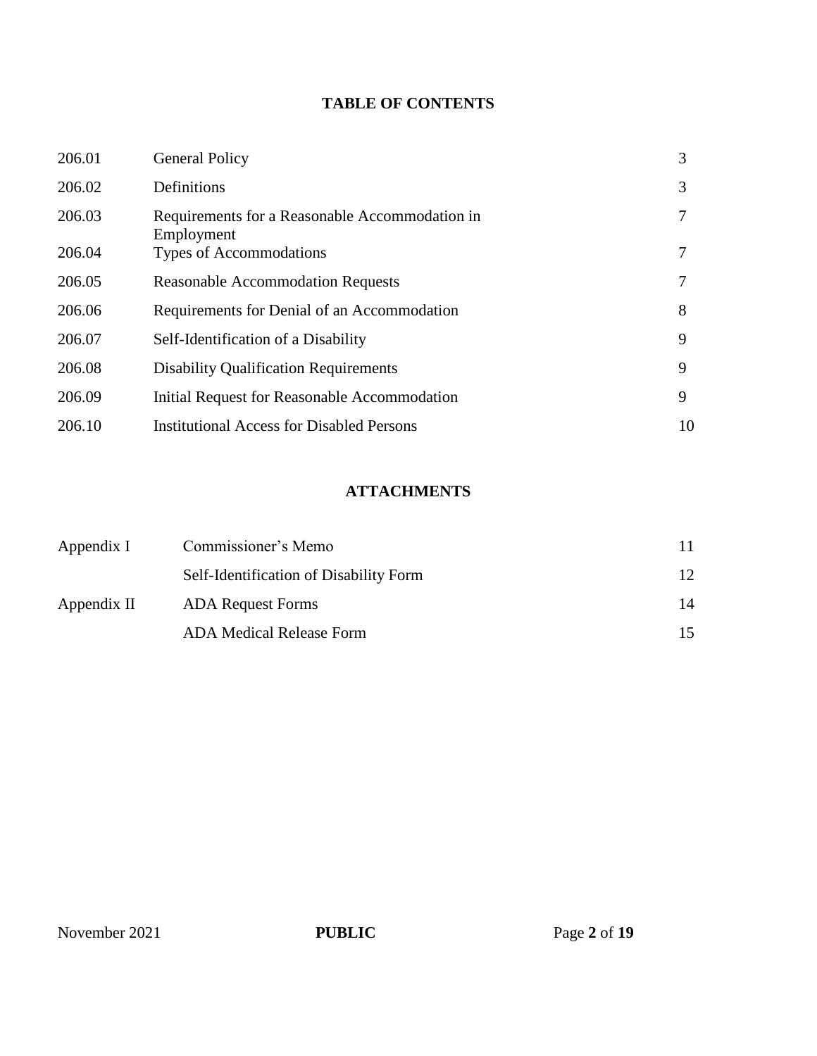## TABLE OF CONTENTS

| | | |
|---|---|---|
| 206.01 | General Policy | 3 |
| 206.02 | Definitions | 3 |
| 206.03 | Requirements for a Reasonable Accommodation in Employment | 7 |
| 206.04 | Types of Accommodations | 7 |
| 206.05 | Reasonable Accommodation Requests | 7 |
| 206.06 | Requirements for Denial of an Accommodation | 8 |
| 206.07 | Self-Identification of a Disability | 9 |
| 206.08 | Disability Qualification Requirements | 9 |
| 206.09 | Initial Request for Reasonable Accommodation | 9 |
| 206.10 | Institutional Access for Disabled Persons | 10 |

## ATTACHMENTS

| | | |
|---|---|---|
| Appendix I | Commissioner's Memo | 11 |
| | Self-Identification of Disability Form | 12 |
| Appendix II | ADA Request Forms | 14 |
| | ADA Medical Release Form | 15 |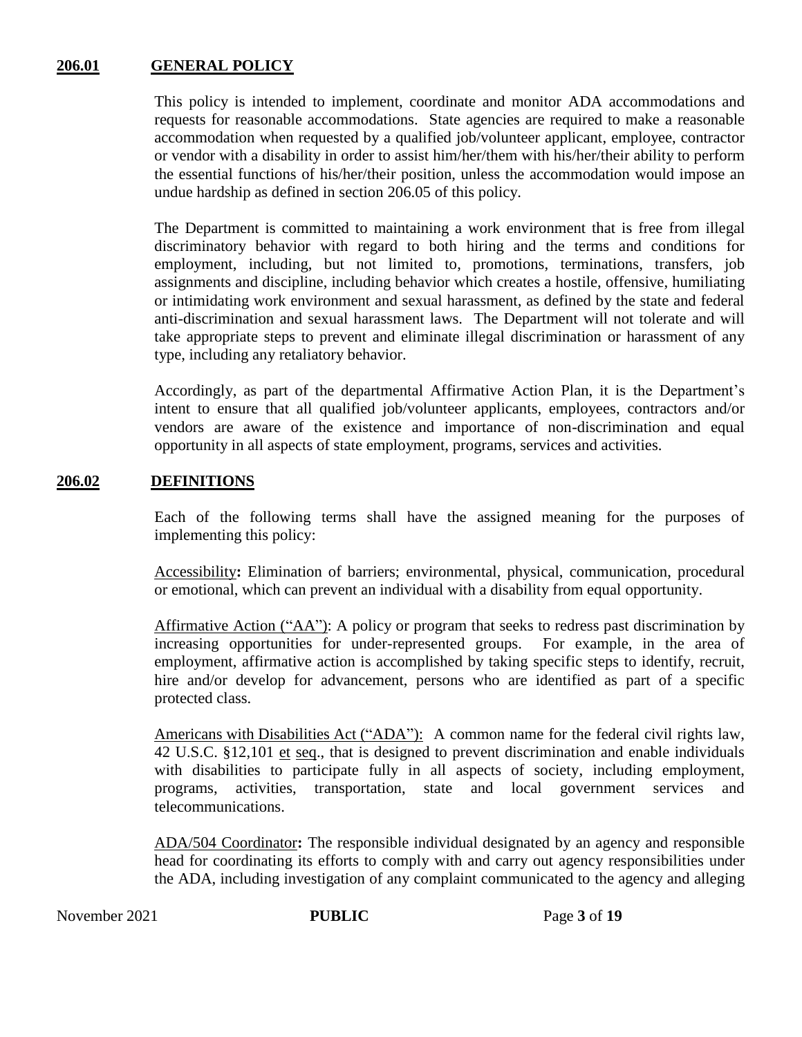## 206.01 GENERAL POLICY

This policy is intended to implement, coordinate and monitor ADA accommodations and requests for reasonable accommodations. State agencies are required to make a reasonable accommodation when requested by a qualified job/volunteer applicant, employee, contractor or vendor with a disability in order to assist him/her/them with his/her/their ability to perform the essential functions of his/her/their position, unless the accommodation would impose an undue hardship as defined in section 206.05 of this policy.

The Department is committed to maintaining a work environment that is free from illegal discriminatory behavior with regard to both hiring and the terms and conditions for employment, including, but not limited to, promotions, terminations, transfers, job assignments and discipline, including behavior which creates a hostile, offensive, humiliating or intimidating work environment and sexual harassment, as defined by the state and federal anti-discrimination and sexual harassment laws. The Department will not tolerate and will take appropriate steps to prevent and eliminate illegal discrimination or harassment of any type, including any retaliatory behavior.

Accordingly, as part of the departmental Affirmative Action Plan, it is the Department's intent to ensure that all qualified job/volunteer applicants, employees, contractors and/or vendors are aware of the existence and importance of non-discrimination and equal opportunity in all aspects of state employment, programs, services and activities.

## 206.02 DEFINITIONS

Each of the following terms shall have the assigned meaning for the purposes of implementing this policy:

Accessibility**:** Elimination of barriers; environmental, physical, communication, procedural or emotional, which can prevent an individual with a disability from equal opportunity.

Affirmative Action ("AA"): A policy or program that seeks to redress past discrimination by increasing opportunities for under-represented groups. For example, in the area of employment, affirmative action is accomplished by taking specific steps to identify, recruit, hire and/or develop for advancement, persons who are identified as part of a specific protected class.

Americans with Disabilities Act ("ADA"): A common name for the federal civil rights law, 42 U.S.C. §12,101 et seq., that is designed to prevent discrimination and enable individuals with disabilities to participate fully in all aspects of society, including employment, programs, activities, transportation, state and local government services and telecommunications.

ADA/504 Coordinator**:** The responsible individual designated by an agency and responsible head for coordinating its efforts to comply with and carry out agency responsibilities under the ADA, including investigation of any complaint communicated to the agency and alleging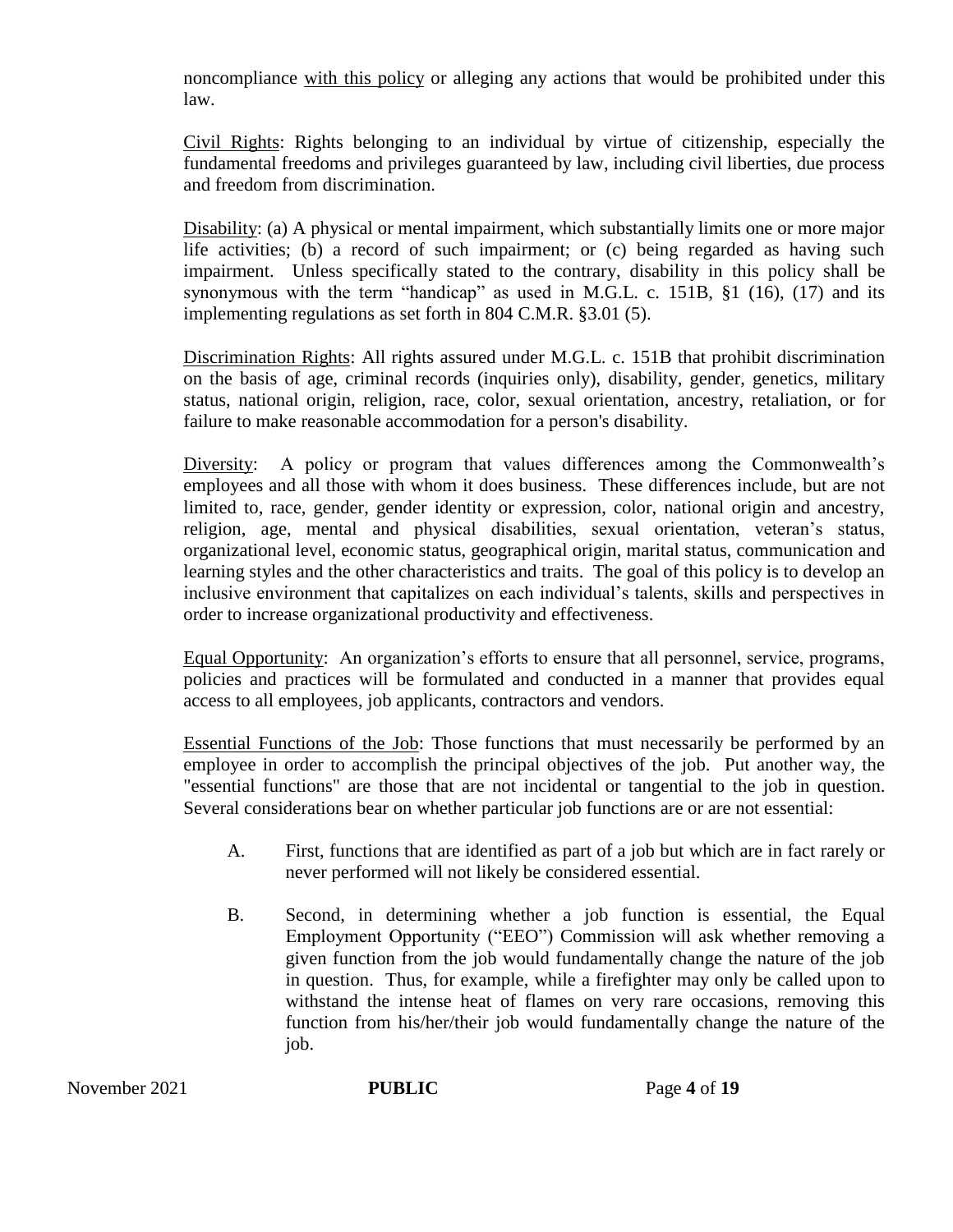noncompliance <u>with this policy</u> or alleging any actions that would be prohibited under this law.

<u>Civil Rights</u>: Rights belonging to an individual by virtue of citizenship, especially the fundamental freedoms and privileges guaranteed by law, including civil liberties, due process and freedom from discrimination.

<u>Disability</u>: (a) A physical or mental impairment, which substantially limits one or more major life activities; (b) a record of such impairment; or (c) being regarded as having such impairment. Unless specifically stated to the contrary, disability in this policy shall be synonymous with the term "handicap" as used in M.G.L. c. 151B, §1 (16), (17) and its implementing regulations as set forth in 804 C.M.R. §3.01 (5).

<u>Discrimination Rights</u>: All rights assured under M.G.L. c. 151B that prohibit discrimination on the basis of age, criminal records (inquiries only), disability, gender, genetics, military status, national origin, religion, race, color, sexual orientation, ancestry, retaliation, or for failure to make reasonable accommodation for a person's disability.

<u>Diversity</u>: A policy or program that values differences among the Commonwealth's employees and all those with whom it does business. These differences include, but are not limited to, race, gender, gender identity or expression, color, national origin and ancestry, religion, age, mental and physical disabilities, sexual orientation, veteran's status, organizational level, economic status, geographical origin, marital status, communication and learning styles and the other characteristics and traits. The goal of this policy is to develop an inclusive environment that capitalizes on each individual's talents, skills and perspectives in order to increase organizational productivity and effectiveness.

<u>Equal Opportunity</u>: An organization's efforts to ensure that all personnel, service, programs, policies and practices will be formulated and conducted in a manner that provides equal access to all employees, job applicants, contractors and vendors.

<u>Essential Functions of the Job</u>: Those functions that must necessarily be performed by an employee in order to accomplish the principal objectives of the job. Put another way, the "essential functions" are those that are not incidental or tangential to the job in question. Several considerations bear on whether particular job functions are or are not essential:

A. First, functions that are identified as part of a job but which are in fact rarely or never performed will not likely be considered essential.

B. Second, in determining whether a job function is essential, the Equal Employment Opportunity ("EEO") Commission will ask whether removing a given function from the job would fundamentally change the nature of the job in question. Thus, for example, while a firefighter may only be called upon to withstand the intense heat of flames on very rare occasions, removing this function from his/her/their job would fundamentally change the nature of the job.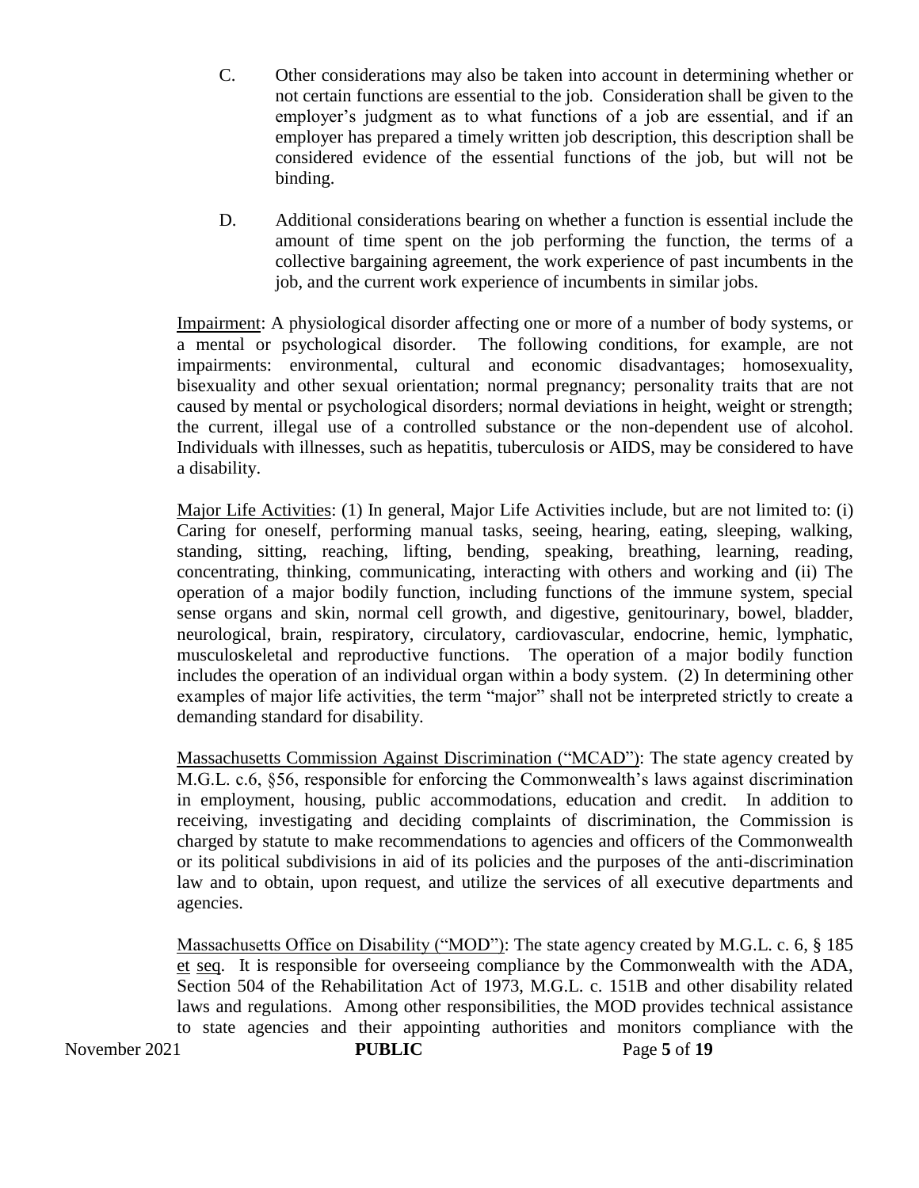C. Other considerations may also be taken into account in determining whether or not certain functions are essential to the job. Consideration shall be given to the employer's judgment as to what functions of a job are essential, and if an employer has prepared a timely written job description, this description shall be considered evidence of the essential functions of the job, but will not be binding.

D. Additional considerations bearing on whether a function is essential include the amount of time spent on the job performing the function, the terms of a collective bargaining agreement, the work experience of past incumbents in the job, and the current work experience of incumbents in similar jobs.

<u>Impairment</u>: A physiological disorder affecting one or more of a number of body systems, or a mental or psychological disorder. The following conditions, for example, are not impairments: environmental, cultural and economic disadvantages; homosexuality, bisexuality and other sexual orientation; normal pregnancy; personality traits that are not caused by mental or psychological disorders; normal deviations in height, weight or strength; the current, illegal use of a controlled substance or the non-dependent use of alcohol. Individuals with illnesses, such as hepatitis, tuberculosis or AIDS, may be considered to have a disability.

<u>Major Life Activities</u>: (1) In general, Major Life Activities include, but are not limited to: (i) Caring for oneself, performing manual tasks, seeing, hearing, eating, sleeping, walking, standing, sitting, reaching, lifting, bending, speaking, breathing, learning, reading, concentrating, thinking, communicating, interacting with others and working and (ii) The operation of a major bodily function, including functions of the immune system, special sense organs and skin, normal cell growth, and digestive, genitourinary, bowel, bladder, neurological, brain, respiratory, circulatory, cardiovascular, endocrine, hemic, lymphatic, musculoskeletal and reproductive functions. The operation of a major bodily function includes the operation of an individual organ within a body system. (2) In determining other examples of major life activities, the term "major" shall not be interpreted strictly to create a demanding standard for disability.

<u>Massachusetts Commission Against Discrimination ("MCAD")</u>: The state agency created by M.G.L. c.6, §56, responsible for enforcing the Commonwealth's laws against discrimination in employment, housing, public accommodations, education and credit. In addition to receiving, investigating and deciding complaints of discrimination, the Commission is charged by statute to make recommendations to agencies and officers of the Commonwealth or its political subdivisions in aid of its policies and the purposes of the anti-discrimination law and to obtain, upon request, and utilize the services of all executive departments and agencies.

<u>Massachusetts Office on Disability ("MOD")</u>: The state agency created by M.G.L. c. 6, § 185 <u>et seq</u>. It is responsible for overseeing compliance by the Commonwealth with the ADA, Section 504 of the Rehabilitation Act of 1973, M.G.L. c. 151B and other disability related laws and regulations. Among other responsibilities, the MOD provides technical assistance to state agencies and their appointing authorities and monitors compliance with the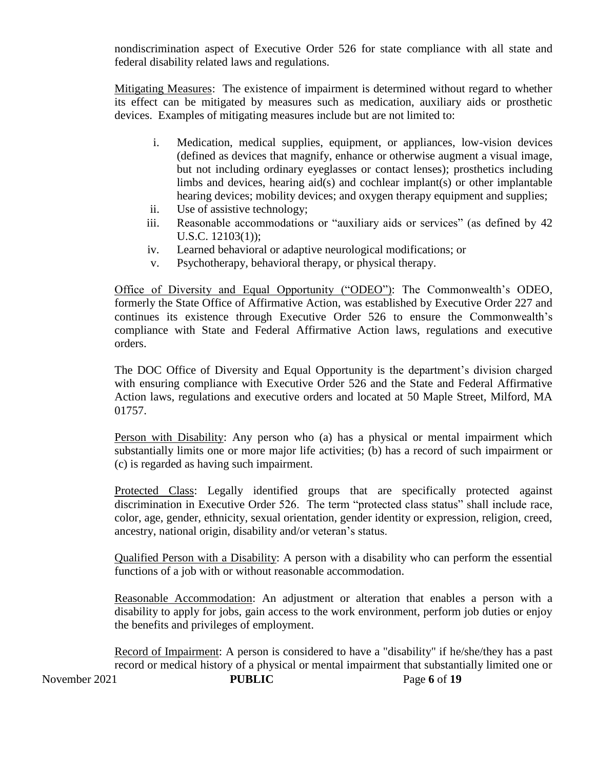nondiscrimination aspect of Executive Order 526 for state compliance with all state and federal disability related laws and regulations.

Mitigating Measures: The existence of impairment is determined without regard to whether its effect can be mitigated by measures such as medication, auxiliary aids or prosthetic devices. Examples of mitigating measures include but are not limited to:

i. Medication, medical supplies, equipment, or appliances, low-vision devices (defined as devices that magnify, enhance or otherwise augment a visual image, but not including ordinary eyeglasses or contact lenses); prosthetics including limbs and devices, hearing aid(s) and cochlear implant(s) or other implantable hearing devices; mobility devices; and oxygen therapy equipment and supplies;
ii. Use of assistive technology;
iii. Reasonable accommodations or "auxiliary aids or services" (as defined by 42 U.S.C. 12103(1));
iv. Learned behavioral or adaptive neurological modifications; or
v. Psychotherapy, behavioral therapy, or physical therapy.

Office of Diversity and Equal Opportunity ("ODEO"): The Commonwealth's ODEO, formerly the State Office of Affirmative Action, was established by Executive Order 227 and continues its existence through Executive Order 526 to ensure the Commonwealth's compliance with State and Federal Affirmative Action laws, regulations and executive orders.

The DOC Office of Diversity and Equal Opportunity is the department's division charged with ensuring compliance with Executive Order 526 and the State and Federal Affirmative Action laws, regulations and executive orders and located at 50 Maple Street, Milford, MA 01757.

Person with Disability: Any person who (a) has a physical or mental impairment which substantially limits one or more major life activities; (b) has a record of such impairment or (c) is regarded as having such impairment.

Protected Class: Legally identified groups that are specifically protected against discrimination in Executive Order 526. The term "protected class status" shall include race, color, age, gender, ethnicity, sexual orientation, gender identity or expression, religion, creed, ancestry, national origin, disability and/or veteran's status.

Qualified Person with a Disability: A person with a disability who can perform the essential functions of a job with or without reasonable accommodation.

Reasonable Accommodation: An adjustment or alteration that enables a person with a disability to apply for jobs, gain access to the work environment, perform job duties or enjoy the benefits and privileges of employment.

Record of Impairment: A person is considered to have a "disability" if he/she/they has a past record or medical history of a physical or mental impairment that substantially limited one or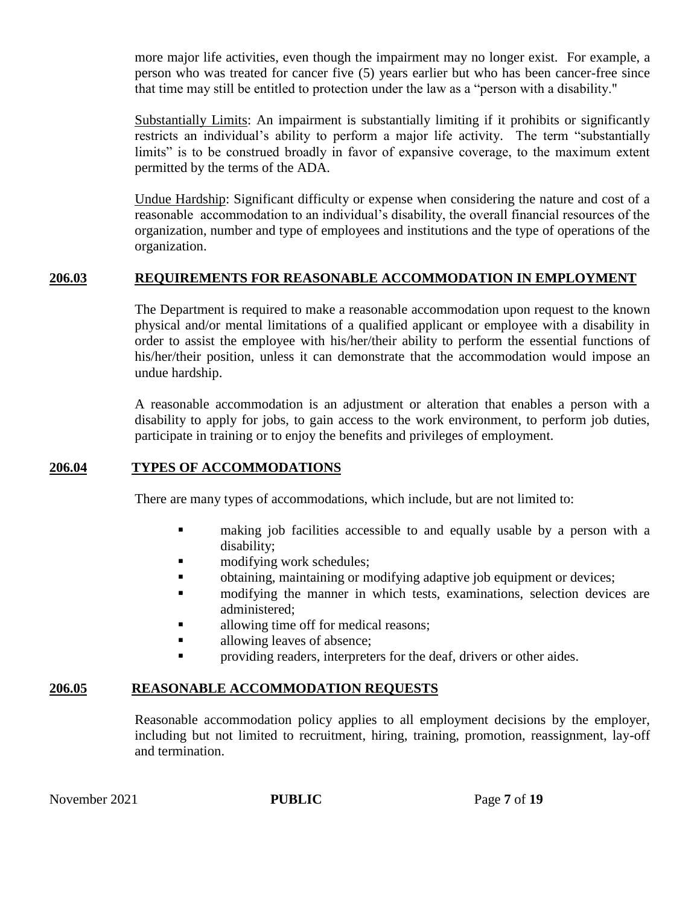more major life activities, even though the impairment may no longer exist. For example, a person who was treated for cancer five (5) years earlier but who has been cancer-free since that time may still be entitled to protection under the law as a "person with a disability."

Substantially Limits: An impairment is substantially limiting if it prohibits or significantly restricts an individual's ability to perform a major life activity. The term "substantially limits" is to be construed broadly in favor of expansive coverage, to the maximum extent permitted by the terms of the ADA.

Undue Hardship: Significant difficulty or expense when considering the nature and cost of a reasonable accommodation to an individual's disability, the overall financial resources of the organization, number and type of employees and institutions and the type of operations of the organization.

## 206.03 REQUIREMENTS FOR REASONABLE ACCOMMODATION IN EMPLOYMENT

The Department is required to make a reasonable accommodation upon request to the known physical and/or mental limitations of a qualified applicant or employee with a disability in order to assist the employee with his/her/their ability to perform the essential functions of his/her/their position, unless it can demonstrate that the accommodation would impose an undue hardship.

A reasonable accommodation is an adjustment or alteration that enables a person with a disability to apply for jobs, to gain access to the work environment, to perform job duties, participate in training or to enjoy the benefits and privileges of employment.

## 206.04 TYPES OF ACCOMMODATIONS

There are many types of accommodations, which include, but are not limited to:

- making job facilities accessible to and equally usable by a person with a disability;
- modifying work schedules;
- obtaining, maintaining or modifying adaptive job equipment or devices;
- modifying the manner in which tests, examinations, selection devices are administered;
- allowing time off for medical reasons;
- allowing leaves of absence;
- providing readers, interpreters for the deaf, drivers or other aides.

## 206.05 REASONABLE ACCOMMODATION REQUESTS

Reasonable accommodation policy applies to all employment decisions by the employer, including but not limited to recruitment, hiring, training, promotion, reassignment, lay-off and termination.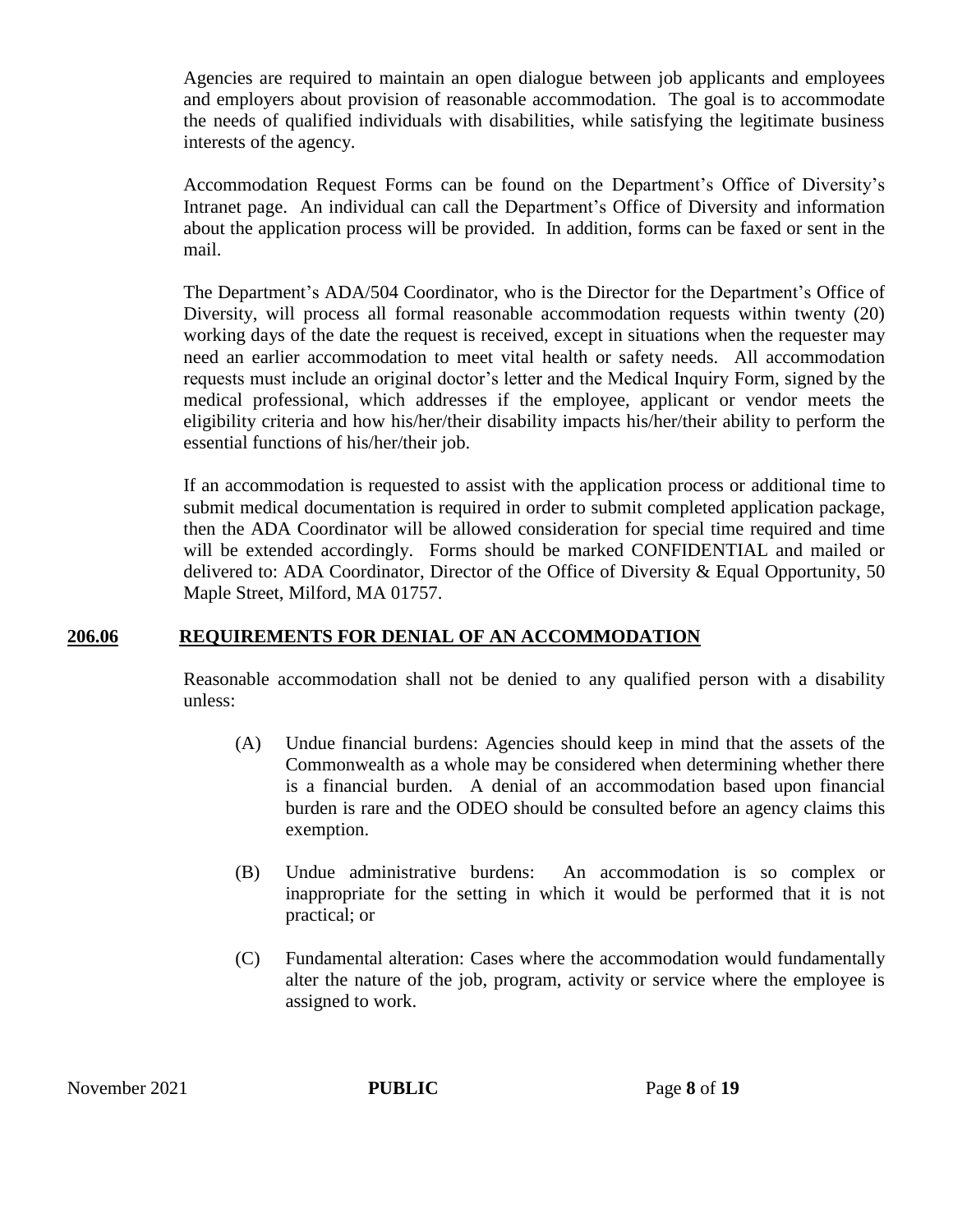Agencies are required to maintain an open dialogue between job applicants and employees and employers about provision of reasonable accommodation. The goal is to accommodate the needs of qualified individuals with disabilities, while satisfying the legitimate business interests of the agency.

Accommodation Request Forms can be found on the Department's Office of Diversity's Intranet page. An individual can call the Department's Office of Diversity and information about the application process will be provided. In addition, forms can be faxed or sent in the mail.

The Department's ADA/504 Coordinator, who is the Director for the Department's Office of Diversity, will process all formal reasonable accommodation requests within twenty (20) working days of the date the request is received, except in situations when the requester may need an earlier accommodation to meet vital health or safety needs. All accommodation requests must include an original doctor's letter and the Medical Inquiry Form, signed by the medical professional, which addresses if the employee, applicant or vendor meets the eligibility criteria and how his/her/their disability impacts his/her/their ability to perform the essential functions of his/her/their job.

If an accommodation is requested to assist with the application process or additional time to submit medical documentation is required in order to submit completed application package, then the ADA Coordinator will be allowed consideration for special time required and time will be extended accordingly. Forms should be marked CONFIDENTIAL and mailed or delivered to: ADA Coordinator, Director of the Office of Diversity & Equal Opportunity, 50 Maple Street, Milford, MA 01757.

## 206.06 REQUIREMENTS FOR DENIAL OF AN ACCOMMODATION

Reasonable accommodation shall not be denied to any qualified person with a disability unless:

(A) Undue financial burdens: Agencies should keep in mind that the assets of the Commonwealth as a whole may be considered when determining whether there is a financial burden. A denial of an accommodation based upon financial burden is rare and the ODEO should be consulted before an agency claims this exemption.

(B) Undue administrative burdens: An accommodation is so complex or inappropriate for the setting in which it would be performed that it is not practical; or

(C) Fundamental alteration: Cases where the accommodation would fundamentally alter the nature of the job, program, activity or service where the employee is assigned to work.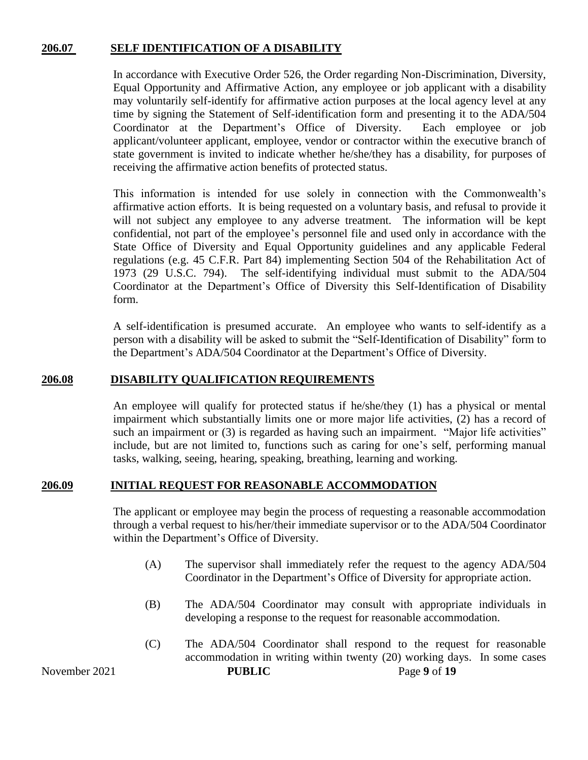## 206.07 SELF IDENTIFICATION OF A DISABILITY

In accordance with Executive Order 526, the Order regarding Non-Discrimination, Diversity, Equal Opportunity and Affirmative Action, any employee or job applicant with a disability may voluntarily self-identify for affirmative action purposes at the local agency level at any time by signing the Statement of Self-identification form and presenting it to the ADA/504 Coordinator at the Department's Office of Diversity. Each employee or job applicant/volunteer applicant, employee, vendor or contractor within the executive branch of state government is invited to indicate whether he/she/they has a disability, for purposes of receiving the affirmative action benefits of protected status.

This information is intended for use solely in connection with the Commonwealth's affirmative action efforts. It is being requested on a voluntary basis, and refusal to provide it will not subject any employee to any adverse treatment. The information will be kept confidential, not part of the employee's personnel file and used only in accordance with the State Office of Diversity and Equal Opportunity guidelines and any applicable Federal regulations (e.g. 45 C.F.R. Part 84) implementing Section 504 of the Rehabilitation Act of 1973 (29 U.S.C. 794). The self-identifying individual must submit to the ADA/504 Coordinator at the Department's Office of Diversity this Self-Identification of Disability form.

A self-identification is presumed accurate. An employee who wants to self-identify as a person with a disability will be asked to submit the "Self-Identification of Disability" form to the Department's ADA/504 Coordinator at the Department's Office of Diversity.

## 206.08 DISABILITY QUALIFICATION REQUIREMENTS

An employee will qualify for protected status if he/she/they (1) has a physical or mental impairment which substantially limits one or more major life activities, (2) has a record of such an impairment or (3) is regarded as having such an impairment. "Major life activities" include, but are not limited to, functions such as caring for one's self, performing manual tasks, walking, seeing, hearing, speaking, breathing, learning and working.

## 206.09 INITIAL REQUEST FOR REASONABLE ACCOMMODATION

The applicant or employee may begin the process of requesting a reasonable accommodation through a verbal request to his/her/their immediate supervisor or to the ADA/504 Coordinator within the Department's Office of Diversity.

(A) The supervisor shall immediately refer the request to the agency ADA/504 Coordinator in the Department's Office of Diversity for appropriate action.

(B) The ADA/504 Coordinator may consult with appropriate individuals in developing a response to the request for reasonable accommodation.

(C) The ADA/504 Coordinator shall respond to the request for reasonable accommodation in writing within twenty (20) working days. In some cases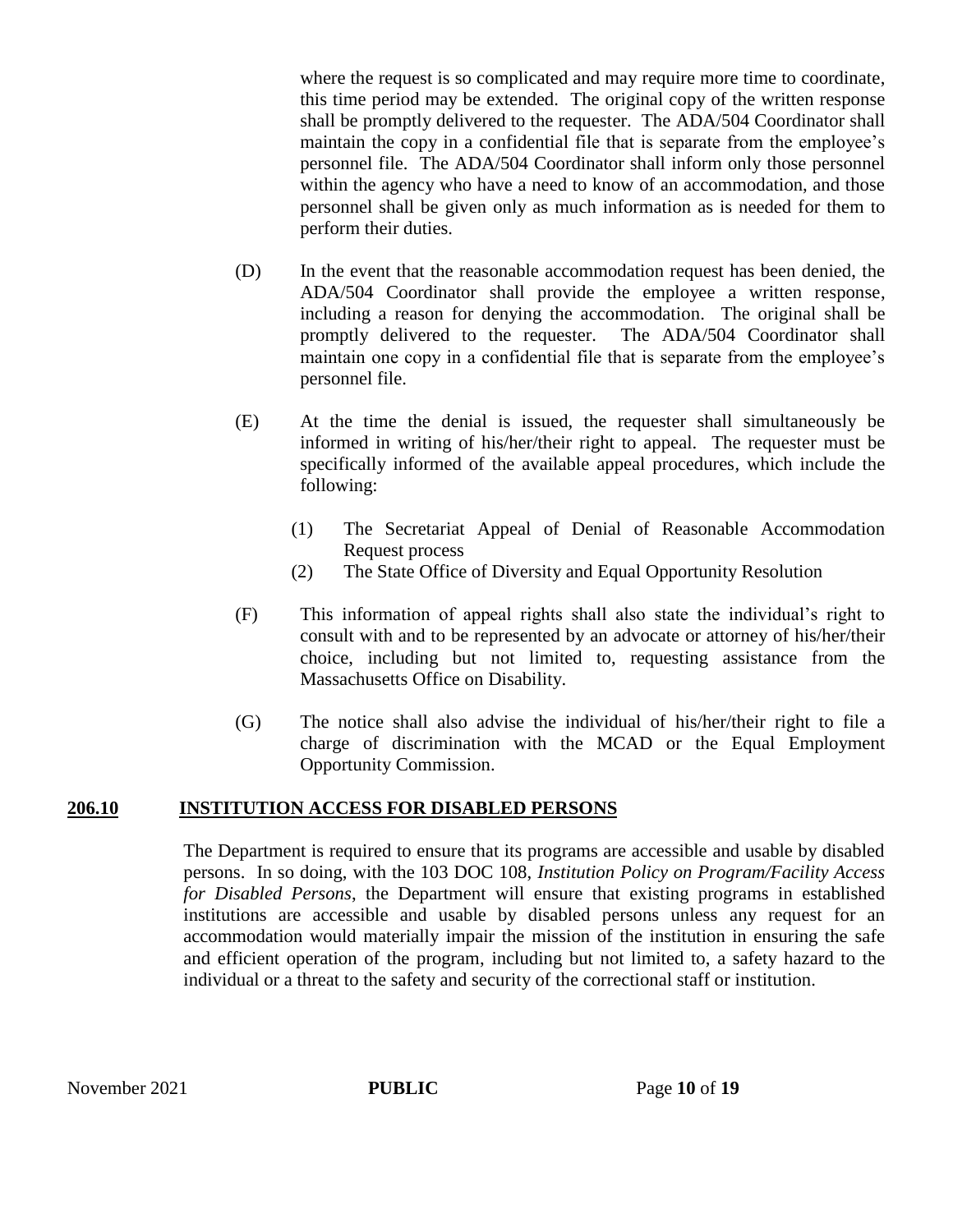where the request is so complicated and may require more time to coordinate, this time period may be extended. The original copy of the written response shall be promptly delivered to the requester. The ADA/504 Coordinator shall maintain the copy in a confidential file that is separate from the employee's personnel file. The ADA/504 Coordinator shall inform only those personnel within the agency who have a need to know of an accommodation, and those personnel shall be given only as much information as is needed for them to perform their duties.

(D) In the event that the reasonable accommodation request has been denied, the ADA/504 Coordinator shall provide the employee a written response, including a reason for denying the accommodation. The original shall be promptly delivered to the requester. The ADA/504 Coordinator shall maintain one copy in a confidential file that is separate from the employee's personnel file.

(E) At the time the denial is issued, the requester shall simultaneously be informed in writing of his/her/their right to appeal. The requester must be specifically informed of the available appeal procedures, which include the following:

(1) The Secretariat Appeal of Denial of Reasonable Accommodation Request process

(2) The State Office of Diversity and Equal Opportunity Resolution

(F) This information of appeal rights shall also state the individual's right to consult with and to be represented by an advocate or attorney of his/her/their choice, including but not limited to, requesting assistance from the Massachusetts Office on Disability.

(G) The notice shall also advise the individual of his/her/their right to file a charge of discrimination with the MCAD or the Equal Employment Opportunity Commission.

## **206.10 INSTITUTION ACCESS FOR DISABLED PERSONS**

The Department is required to ensure that its programs are accessible and usable by disabled persons. In so doing, with the 103 DOC 108, *Institution Policy on Program/Facility Access for Disabled Persons*, the Department will ensure that existing programs in established institutions are accessible and usable by disabled persons unless any request for an accommodation would materially impair the mission of the institution in ensuring the safe and efficient operation of the program, including but not limited to, a safety hazard to the individual or a threat to the safety and security of the correctional staff or institution.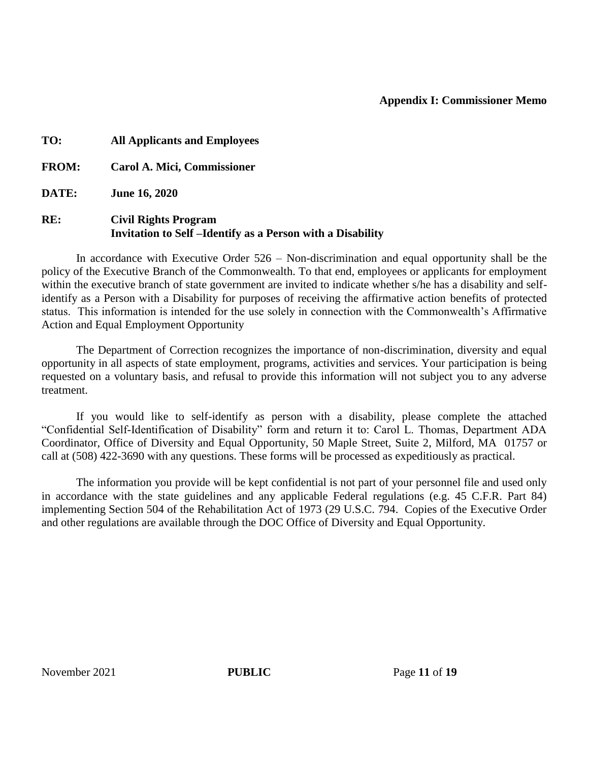**Appendix I: Commissioner Memo**

**TO:** **All Applicants and Employees**

**FROM:** **Carol A. Mici, Commissioner**

**DATE:** **June 16, 2020**

**RE:** **Civil Rights Program**
**Invitation to Self –Identify as a Person with a Disability**

In accordance with Executive Order 526 – Non-discrimination and equal opportunity shall be the policy of the Executive Branch of the Commonwealth. To that end, employees or applicants for employment within the executive branch of state government are invited to indicate whether s/he has a disability and self-identify as a Person with a Disability for purposes of receiving the affirmative action benefits of protected status. This information is intended for the use solely in connection with the Commonwealth's Affirmative Action and Equal Employment Opportunity

The Department of Correction recognizes the importance of non-discrimination, diversity and equal opportunity in all aspects of state employment, programs, activities and services. Your participation is being requested on a voluntary basis, and refusal to provide this information will not subject you to any adverse treatment.

If you would like to self-identify as person with a disability, please complete the attached "Confidential Self-Identification of Disability" form and return it to: Carol L. Thomas, Department ADA Coordinator, Office of Diversity and Equal Opportunity, 50 Maple Street, Suite 2, Milford, MA 01757 or call at (508) 422-3690 with any questions. These forms will be processed as expeditiously as practical.

The information you provide will be kept confidential is not part of your personnel file and used only in accordance with the state guidelines and any applicable Federal regulations (e.g. 45 C.F.R. Part 84) implementing Section 504 of the Rehabilitation Act of 1973 (29 U.S.C. 794. Copies of the Executive Order and other regulations are available through the DOC Office of Diversity and Equal Opportunity.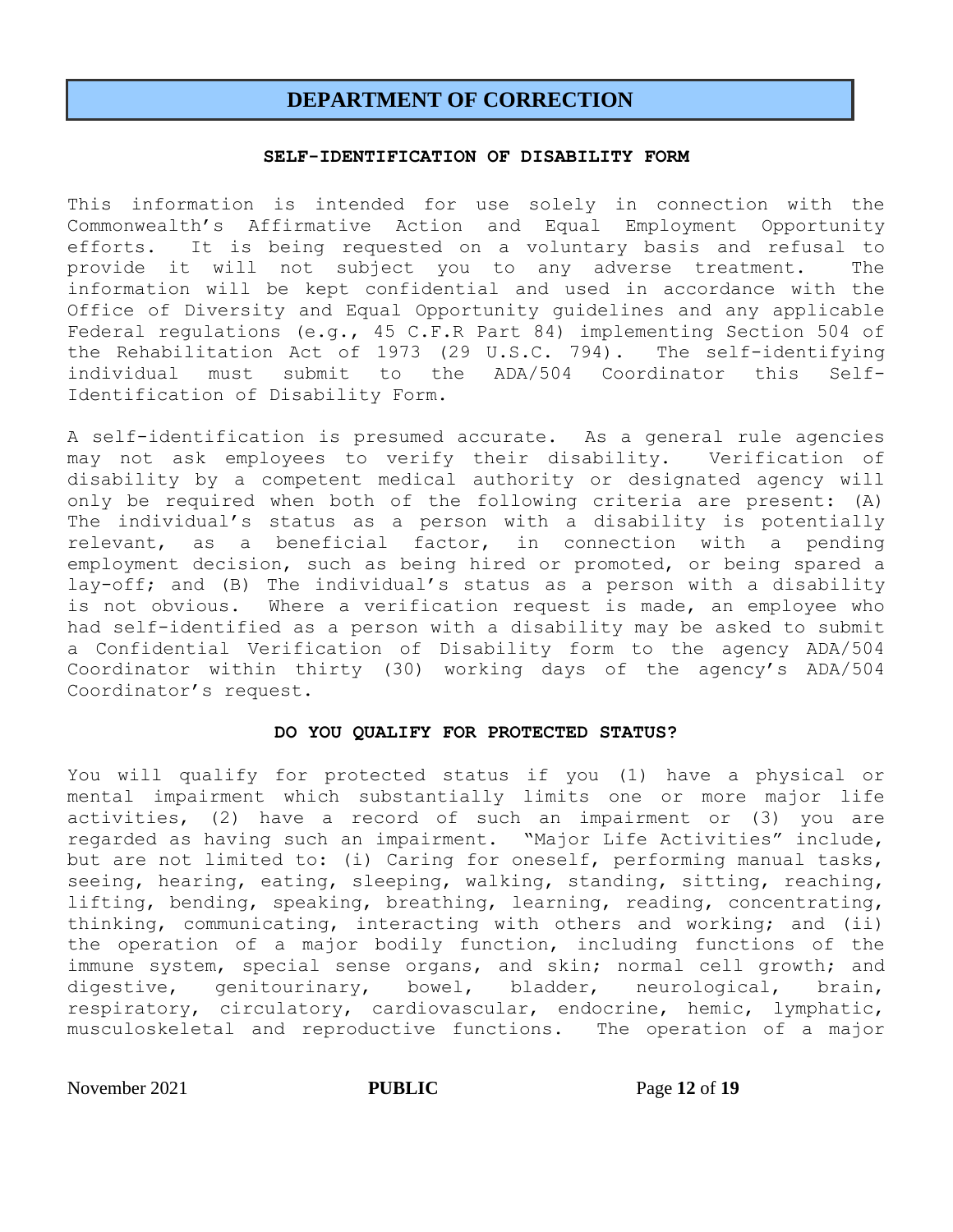# DEPARTMENT OF CORRECTION

## SELF-IDENTIFICATION OF DISABILITY FORM

This information is intended for use solely in connection with the Commonwealth's Affirmative Action and Equal Employment Opportunity efforts. It is being requested on a voluntary basis and refusal to provide it will not subject you to any adverse treatment. The information will be kept confidential and used in accordance with the Office of Diversity and Equal Opportunity guidelines and any applicable Federal regulations (e.g., 45 C.F.R Part 84) implementing Section 504 of the Rehabilitation Act of 1973 (29 U.S.C. 794). The self-identifying individual must submit to the ADA/504 Coordinator this Self-Identification of Disability Form.

A self-identification is presumed accurate. As a general rule agencies may not ask employees to verify their disability. Verification of disability by a competent medical authority or designated agency will only be required when both of the following criteria are present: (A) The individual's status as a person with a disability is potentially relevant, as a beneficial factor, in connection with a pending employment decision, such as being hired or promoted, or being spared a lay-off; and (B) The individual's status as a person with a disability is not obvious. Where a verification request is made, an employee who had self-identified as a person with a disability may be asked to submit a Confidential Verification of Disability form to the agency ADA/504 Coordinator within thirty (30) working days of the agency's ADA/504 Coordinator's request.

## DO YOU QUALIFY FOR PROTECTED STATUS?

You will qualify for protected status if you (1) have a physical or mental impairment which substantially limits one or more major life activities, (2) have a record of such an impairment or (3) you are regarded as having such an impairment. "Major Life Activities" include, but are not limited to: (i) Caring for oneself, performing manual tasks, seeing, hearing, eating, sleeping, walking, standing, sitting, reaching, lifting, bending, speaking, breathing, learning, reading, concentrating, thinking, communicating, interacting with others and working; and (ii) the operation of a major bodily function, including functions of the immune system, special sense organs, and skin; normal cell growth; and digestive, genitourinary, bowel, bladder, neurological, brain, respiratory, circulatory, cardiovascular, endocrine, hemic, lymphatic, musculoskeletal and reproductive functions. The operation of a major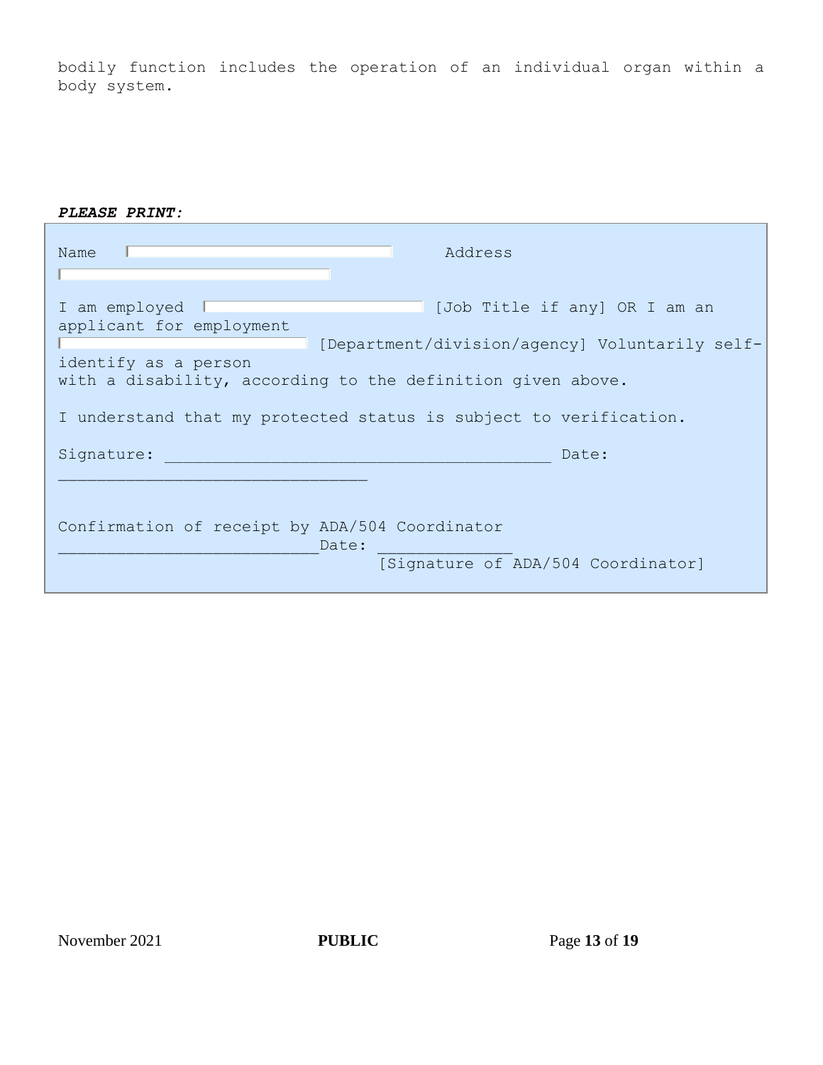bodily function includes the operation of an individual organ within a body system.

***PLEASE PRINT:***

Name ____________________ Address ____________________

I am employed ____________________ [Job Title if any] OR I am an applicant for employment ____________________ [Department/division/agency] Voluntarily self-identify as a person with a disability, according to the definition given above.

I understand that my protected status is subject to verification.

Signature: ________________________________________ Date: ________________________________

Confirmation of receipt by ADA/504 Coordinator ___________________________Date: ______________
[Signature of ADA/504 Coordinator]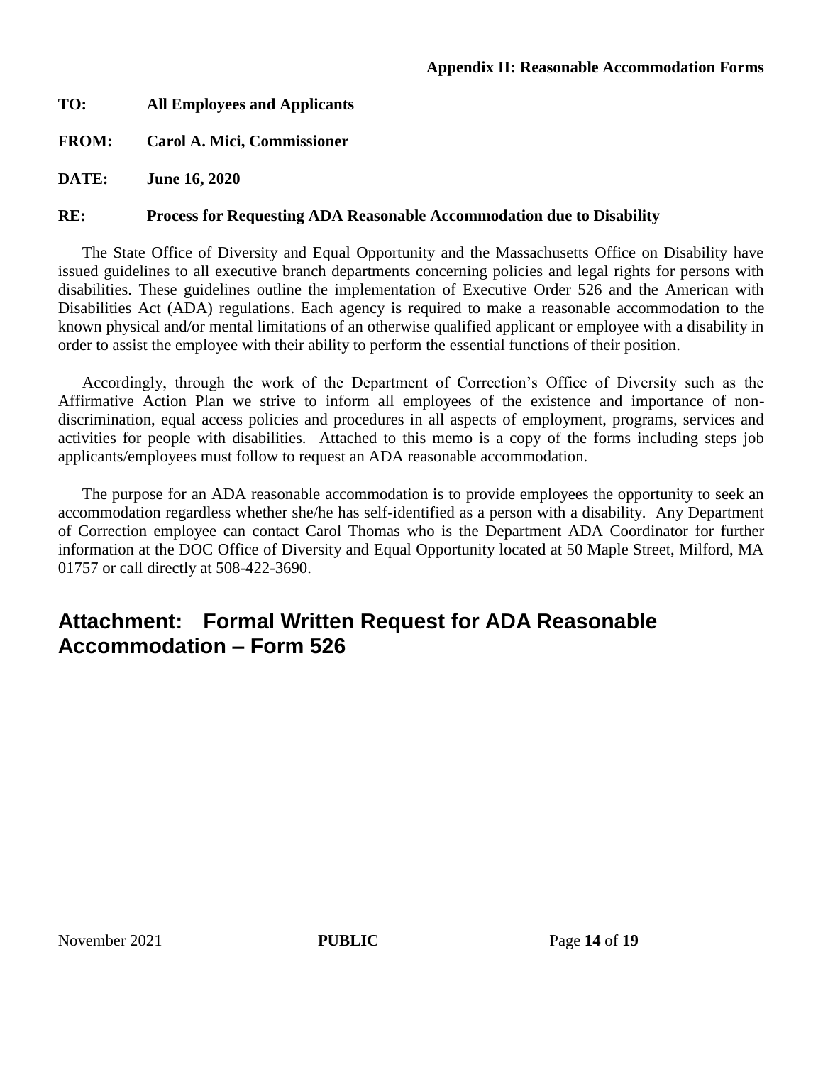**Appendix II: Reasonable Accommodation Forms**

**TO:** **All Employees and Applicants**

**FROM:** **Carol A. Mici, Commissioner**

**DATE:** **June 16, 2020**

**RE:** **Process for Requesting ADA Reasonable Accommodation due to Disability**

The State Office of Diversity and Equal Opportunity and the Massachusetts Office on Disability have issued guidelines to all executive branch departments concerning policies and legal rights for persons with disabilities. These guidelines outline the implementation of Executive Order 526 and the American with Disabilities Act (ADA) regulations. Each agency is required to make a reasonable accommodation to the known physical and/or mental limitations of an otherwise qualified applicant or employee with a disability in order to assist the employee with their ability to perform the essential functions of their position.

Accordingly, through the work of the Department of Correction's Office of Diversity such as the Affirmative Action Plan we strive to inform all employees of the existence and importance of non-discrimination, equal access policies and procedures in all aspects of employment, programs, services and activities for people with disabilities. Attached to this memo is a copy of the forms including steps job applicants/employees must follow to request an ADA reasonable accommodation.

The purpose for an ADA reasonable accommodation is to provide employees the opportunity to seek an accommodation regardless whether she/he has self-identified as a person with a disability. Any Department of Correction employee can contact Carol Thomas who is the Department ADA Coordinator for further information at the DOC Office of Diversity and Equal Opportunity located at 50 Maple Street, Milford, MA 01757 or call directly at 508-422-3690.

## Attachment: Formal Written Request for ADA Reasonable Accommodation – Form 526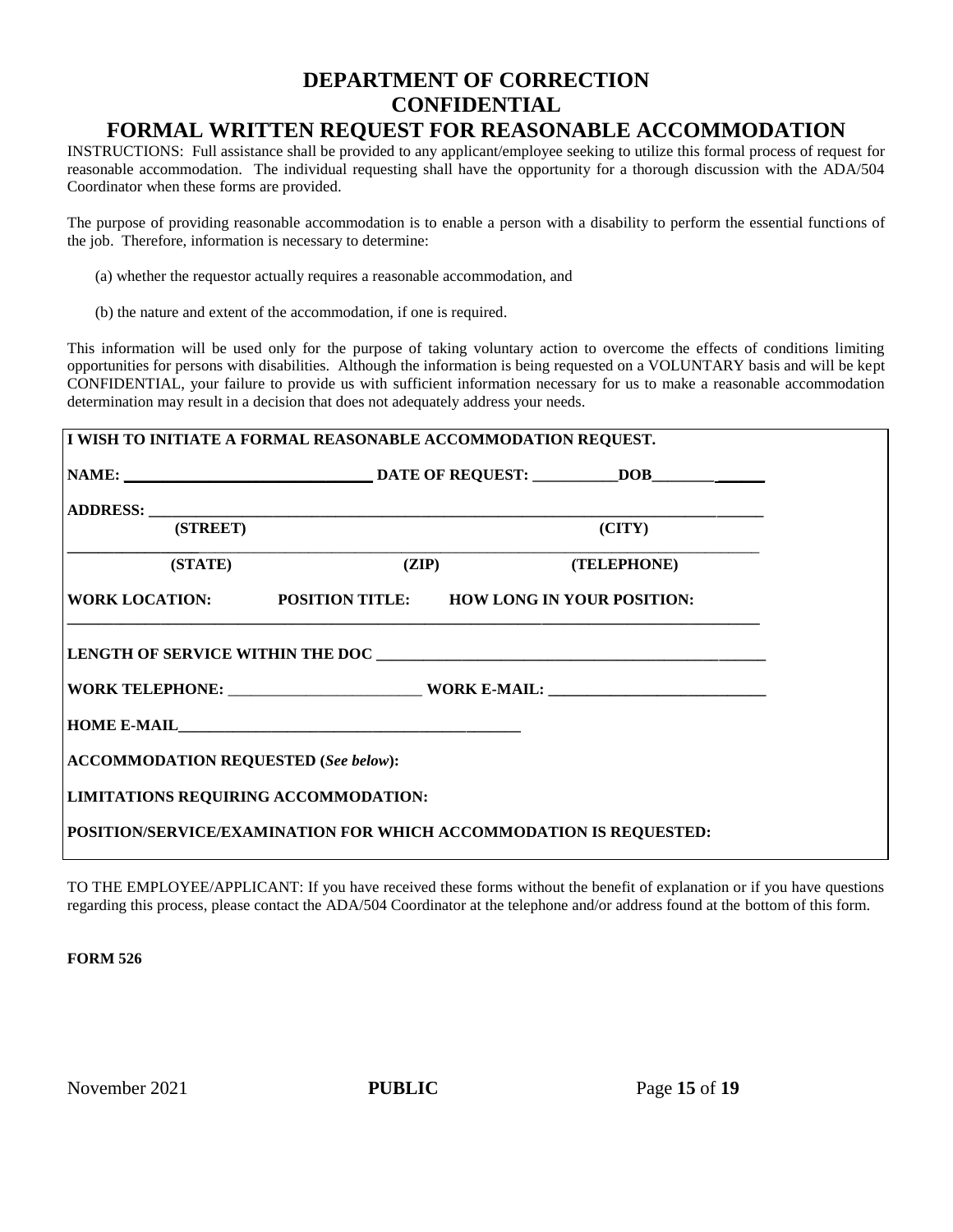# DEPARTMENT OF CORRECTION
# CONFIDENTIAL
# FORMAL WRITTEN REQUEST FOR REASONABLE ACCOMMODATION

INSTRUCTIONS: Full assistance shall be provided to any applicant/employee seeking to utilize this formal process of request for reasonable accommodation. The individual requesting shall have the opportunity for a thorough discussion with the ADA/504 Coordinator when these forms are provided.

The purpose of providing reasonable accommodation is to enable a person with a disability to perform the essential functions of the job. Therefore, information is necessary to determine:

(a) whether the requestor actually requires a reasonable accommodation, and

(b) the nature and extent of the accommodation, if one is required.

This information will be used only for the purpose of taking voluntary action to overcome the effects of conditions limiting opportunities for persons with disabilities. Although the information is being requested on a VOLUNTARY basis and will be kept CONFIDENTIAL, your failure to provide us with sufficient information necessary for us to make a reasonable accommodation determination may result in a decision that does not adequately address your needs.

**I WISH TO INITIATE A FORMAL REASONABLE ACCOMMODATION REQUEST.**

**NAME:** ______________________________ **DATE OF REQUEST:** ___________**DOB**_______________

**ADDRESS:** ________________________________________________________________________________

**(STREET)** **(CITY)**

________________________________________________________________________________________

**(STATE)** **(ZIP)** **(TELEPHONE)**

**WORK LOCATION:** **POSITION TITLE:** **HOW LONG IN YOUR POSITION:**

________________________________________________________________________________________

**LENGTH OF SERVICE WITHIN THE DOC** _____________________________________________________

**WORK TELEPHONE:** ________________________ **WORK E-MAIL:** ____________________________

**HOME E-MAIL**____________________________________________

**ACCOMMODATION REQUESTED (*See below*):**

**LIMITATIONS REQUIRING ACCOMMODATION:**

**POSITION/SERVICE/EXAMINATION FOR WHICH ACCOMMODATION IS REQUESTED:**

TO THE EMPLOYEE/APPLICANT: If you have received these forms without the benefit of explanation or if you have questions regarding this process, please contact the ADA/504 Coordinator at the telephone and/or address found at the bottom of this form.

**FORM 526**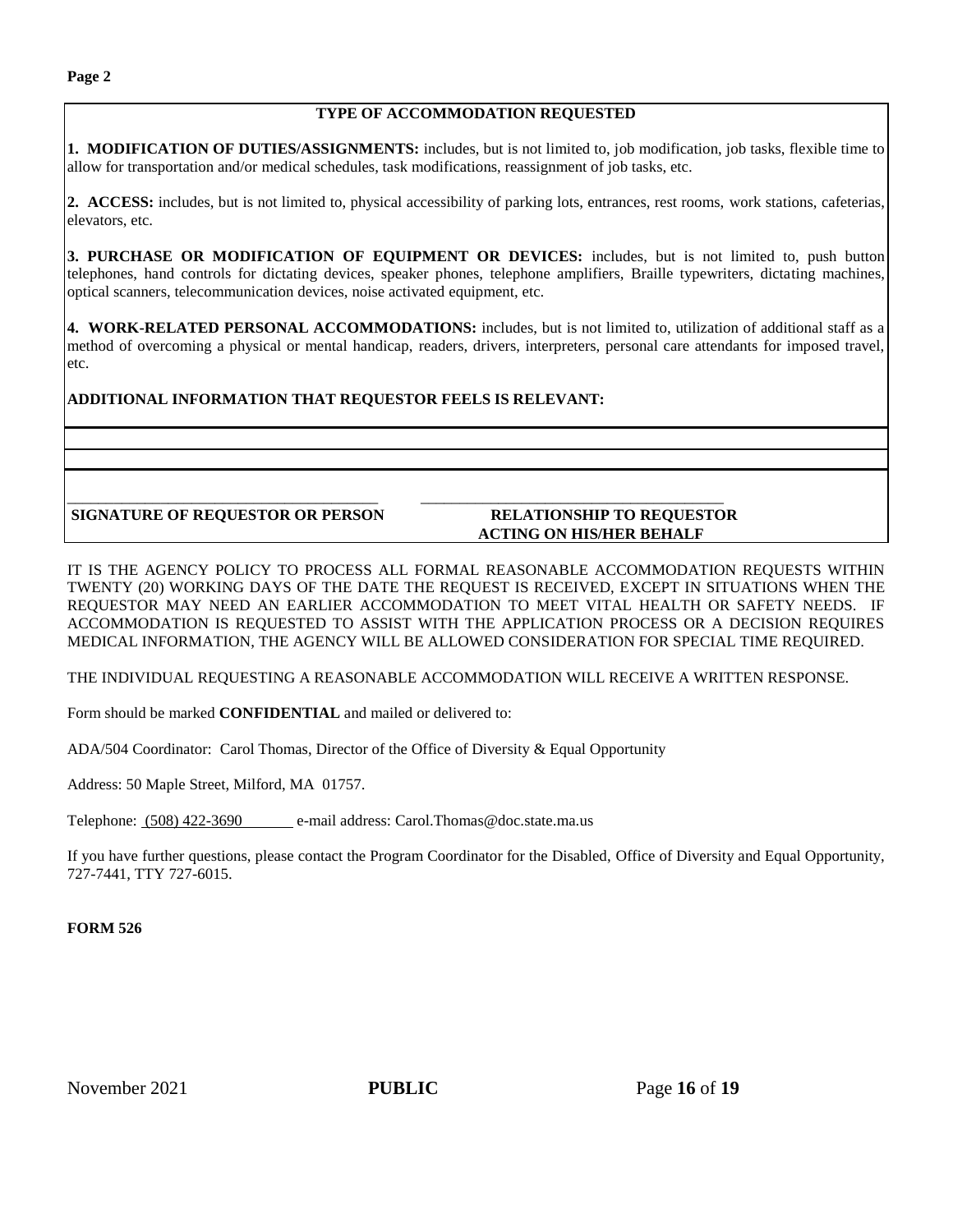**Page 2**

**TYPE OF ACCOMMODATION REQUESTED**

**1. MODIFICATION OF DUTIES/ASSIGNMENTS:** includes, but is not limited to, job modification, job tasks, flexible time to allow for transportation and/or medical schedules, task modifications, reassignment of job tasks, etc.

**2. ACCESS:** includes, but is not limited to, physical accessibility of parking lots, entrances, rest rooms, work stations, cafeterias, elevators, etc.

**3. PURCHASE OR MODIFICATION OF EQUIPMENT OR DEVICES:** includes, but is not limited to, push button telephones, hand controls for dictating devices, speaker phones, telephone amplifiers, Braille typewriters, dictating machines, optical scanners, telecommunication devices, noise activated equipment, etc.

**4. WORK-RELATED PERSONAL ACCOMMODATIONS:** includes, but is not limited to, utilization of additional staff as a method of overcoming a physical or mental handicap, readers, drivers, interpreters, personal care attendants for imposed travel, etc.

**ADDITIONAL INFORMATION THAT REQUESTOR FEELS IS RELEVANT:**

______________________________________________

______________________________________________

______________________________________________

| ______________________________________ | ______________________________________ |
|---|---|
| **SIGNATURE OF REQUESTOR OR PERSON** | **RELATIONSHIP TO REQUESTOR ACTING ON HIS/HER BEHALF** |

IT IS THE AGENCY POLICY TO PROCESS ALL FORMAL REASONABLE ACCOMMODATION REQUESTS WITHIN TWENTY (20) WORKING DAYS OF THE DATE THE REQUEST IS RECEIVED, EXCEPT IN SITUATIONS WHEN THE REQUESTOR MAY NEED AN EARLIER ACCOMMODATION TO MEET VITAL HEALTH OR SAFETY NEEDS. IF ACCOMMODATION IS REQUESTED TO ASSIST WITH THE APPLICATION PROCESS OR A DECISION REQUIRES MEDICAL INFORMATION, THE AGENCY WILL BE ALLOWED CONSIDERATION FOR SPECIAL TIME REQUIRED.

THE INDIVIDUAL REQUESTING A REASONABLE ACCOMMODATION WILL RECEIVE A WRITTEN RESPONSE.

Form should be marked **CONFIDENTIAL** and mailed or delivered to:

ADA/504 Coordinator: Carol Thomas, Director of the Office of Diversity & Equal Opportunity

Address: 50 Maple Street, Milford, MA 01757.

Telephone: (508) 422-3690 e-mail address: Carol.Thomas@doc.state.ma.us

If you have further questions, please contact the Program Coordinator for the Disabled, Office of Diversity and Equal Opportunity, 727-7441, TTY 727-6015.

**FORM 526**

November 2021 **PUBLIC**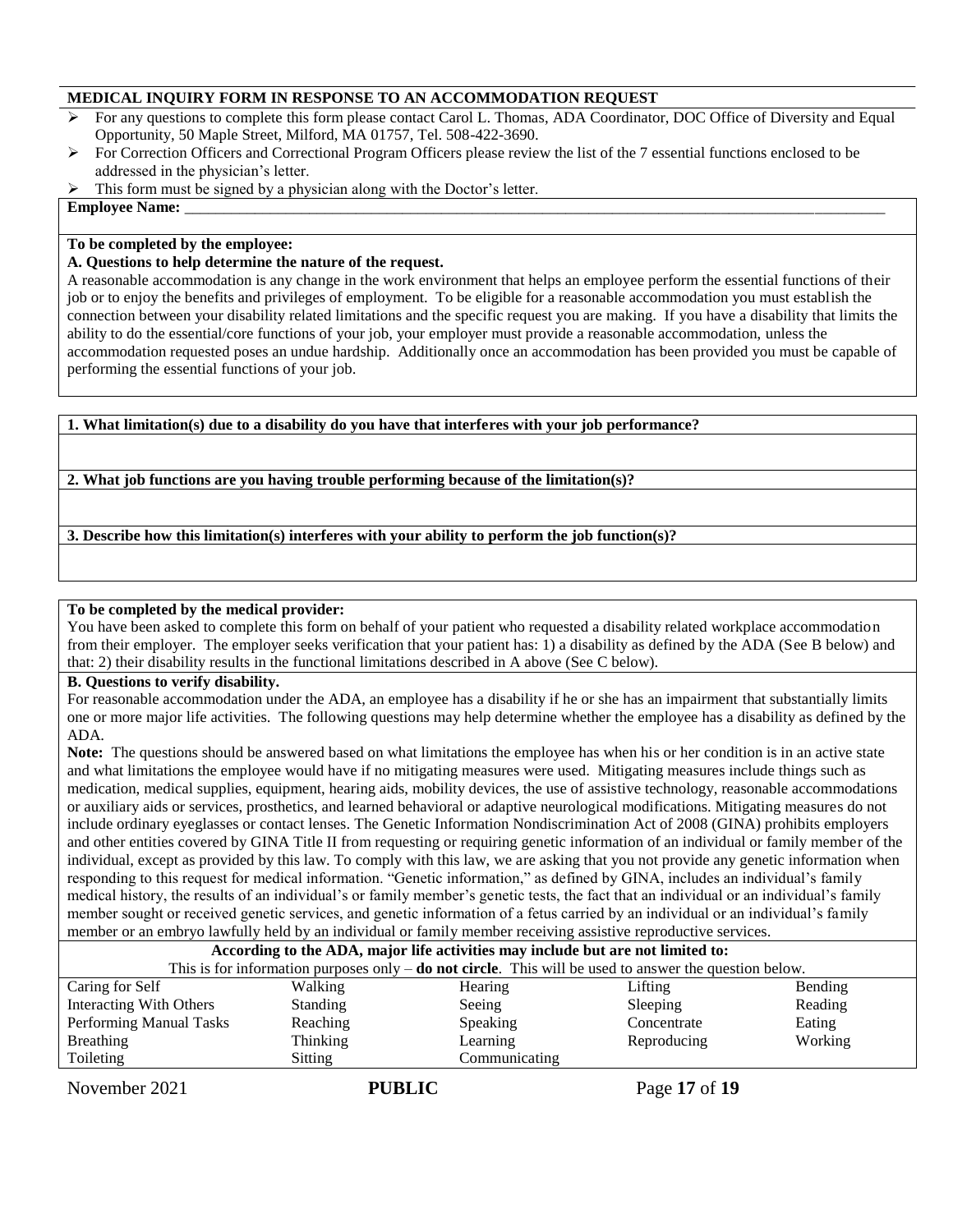**MEDICAL INQUIRY FORM IN RESPONSE TO AN ACCOMMODATION REQUEST**

- For any questions to complete this form please contact Carol L. Thomas, ADA Coordinator, DOC Office of Diversity and Equal Opportunity, 50 Maple Street, Milford, MA 01757, Tel. 508-422-3690.
- For Correction Officers and Correctional Program Officers please review the list of the 7 essential functions enclosed to be addressed in the physician's letter.
- This form must be signed by a physician along with the Doctor's letter.

**Employee Name:** ______________________________________________________________________________

**To be completed by the employee:**

**A. Questions to help determine the nature of the request.**

A reasonable accommodation is any change in the work environment that helps an employee perform the essential functions of their job or to enjoy the benefits and privileges of employment. To be eligible for a reasonable accommodation you must establish the connection between your disability related limitations and the specific request you are making. If you have a disability that limits the ability to do the essential/core functions of your job, your employer must provide a reasonable accommodation, unless the accommodation requested poses an undue hardship. Additionally once an accommodation has been provided you must be capable of performing the essential functions of your job.

**1. What limitation(s) due to a disability do you have that interferes with your job performance?**

**2. What job functions are you having trouble performing because of the limitation(s)?**

**3. Describe how this limitation(s) interferes with your ability to perform the job function(s)?**

**To be completed by the medical provider:**

You have been asked to complete this form on behalf of your patient who requested a disability related workplace accommodation from their employer. The employer seeks verification that your patient has: 1) a disability as defined by the ADA (See B below) and that: 2) their disability results in the functional limitations described in A above (See C below).

**B. Questions to verify disability.**

For reasonable accommodation under the ADA, an employee has a disability if he or she has an impairment that substantially limits one or more major life activities. The following questions may help determine whether the employee has a disability as defined by the ADA.

**Note:** The questions should be answered based on what limitations the employee has when his or her condition is in an active state and what limitations the employee would have if no mitigating measures were used. Mitigating measures include things such as medication, medical supplies, equipment, hearing aids, mobility devices, the use of assistive technology, reasonable accommodations or auxiliary aids or services, prosthetics, and learned behavioral or adaptive neurological modifications. Mitigating measures do not include ordinary eyeglasses or contact lenses. The Genetic Information Nondiscrimination Act of 2008 (GINA) prohibits employers and other entities covered by GINA Title II from requesting or requiring genetic information of an individual or family member of the individual, except as provided by this law. To comply with this law, we are asking that you not provide any genetic information when responding to this request for medical information. "Genetic information," as defined by GINA, includes an individual's family medical history, the results of an individual's or family member's genetic tests, the fact that an individual or an individual's family member sought or received genetic services, and genetic information of a fetus carried by an individual or an individual's family member or an embryo lawfully held by an individual or family member receiving assistive reproductive services.

**According to the ADA, major life activities may include but are not limited to:**

This is for information purposes only – **do not circle**. This will be used to answer the question below.

| | | | | |
|---|---|---|---|---|
| Caring for Self | Walking | Hearing | Lifting | Bending |
| Interacting With Others | Standing | Seeing | Sleeping | Reading |
| Performing Manual Tasks | Reaching | Speaking | Concentrate | Eating |
| Breathing | Thinking | Learning | Reproducing | Working |
| Toileting | Sitting | Communicating | | |

November 2021 **PUBLIC**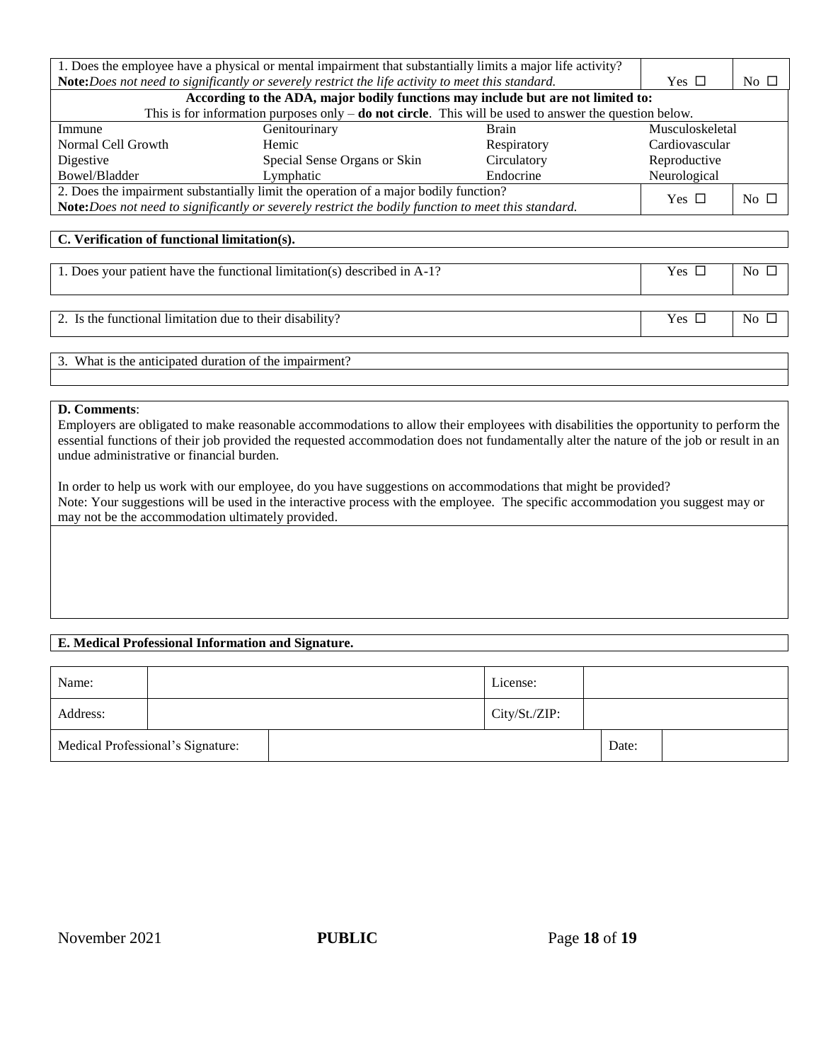| 1. Does the employee have a physical or mental impairment that substantially limits a major life activity?<br>**Note:** *Does not need to significantly or severely restrict the life activity to meet this standard.* | Yes ☐ | No ☐ |
|---|---|---|

**According to the ADA, major bodily functions may include but are not limited to:**

This is for information purposes only – **do not circle**. This will be used to answer the question below.

| | | | |
|---|---|---|---|
| Immune | Genitourinary | Brain | Musculoskeletal |
| Normal Cell Growth | Hemic | Respiratory | Cardiovascular |
| Digestive | Special Sense Organs or Skin | Circulatory | Reproductive |
| Bowel/Bladder | Lymphatic | Endocrine | Neurological |

| 2. Does the impairment substantially limit the operation of a major bodily function?<br>**Note:** *Does not need to significantly or severely restrict the bodily function to meet this standard.* | Yes ☐ | No ☐ |
|---|---|---|

## C. Verification of functional limitation(s).

| 1. Does your patient have the functional limitation(s) described in A-1? | Yes ☐ | No ☐ |
|---|---|---|

| 2. Is the functional limitation due to their disability? | Yes ☐ | No ☐ |
|---|---|---|

3. What is the anticipated duration of the impairment?

## D. Comments:

Employers are obligated to make reasonable accommodations to allow their employees with disabilities the opportunity to perform the essential functions of their job provided the requested accommodation does not fundamentally alter the nature of the job or result in an undue administrative or financial burden.

In order to help us work with our employee, do you have suggestions on accommodations that might be provided?
Note: Your suggestions will be used in the interactive process with the employee. The specific accommodation you suggest may or may not be the accommodation ultimately provided.

## E. Medical Professional Information and Signature.

| Name: | | License: | |
|---|---|---|---|
| Address: | | City/St./ZIP: | |
| Medical Professional's Signature: | | Date: | |

November 2021 **PUBLIC**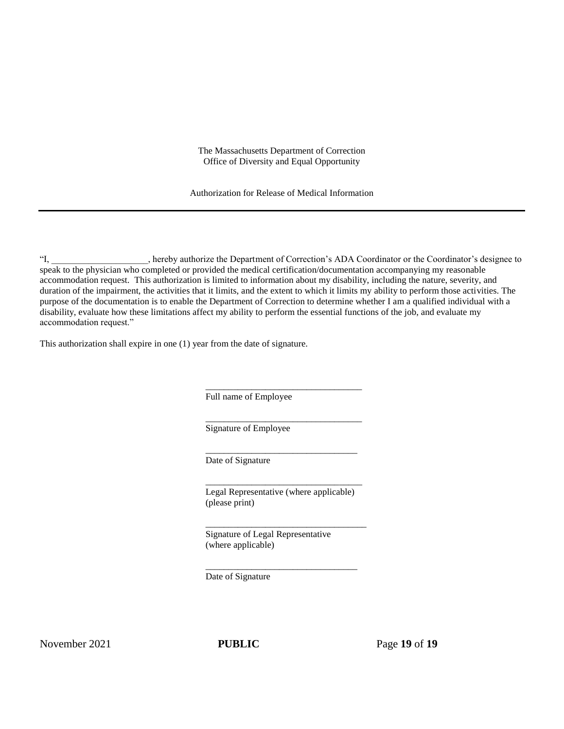The Massachusetts Department of Correction
Office of Diversity and Equal Opportunity

Authorization for Release of Medical Information

---

"I, _____________________, hereby authorize the Department of Correction's ADA Coordinator or the Coordinator's designee to speak to the physician who completed or provided the medical certification/documentation accompanying my reasonable accommodation request. This authorization is limited to information about my disability, including the nature, severity, and duration of the impairment, the activities that it limits, and the extent to which it limits my ability to perform those activities. The purpose of the documentation is to enable the Department of Correction to determine whether I am a qualified individual with a disability, evaluate how these limitations affect my ability to perform the essential functions of the job, and evaluate my accommodation request."

This authorization shall expire in one (1) year from the date of signature.

___________________________________
Full name of Employee

___________________________________
Signature of Employee

__________________________________
Date of Signature

___________________________________
Legal Representative (where applicable)
(please print)

____________________________________
Signature of Legal Representative
(where applicable)

__________________________________
Date of Signature

November 2021 **PUBLIC**